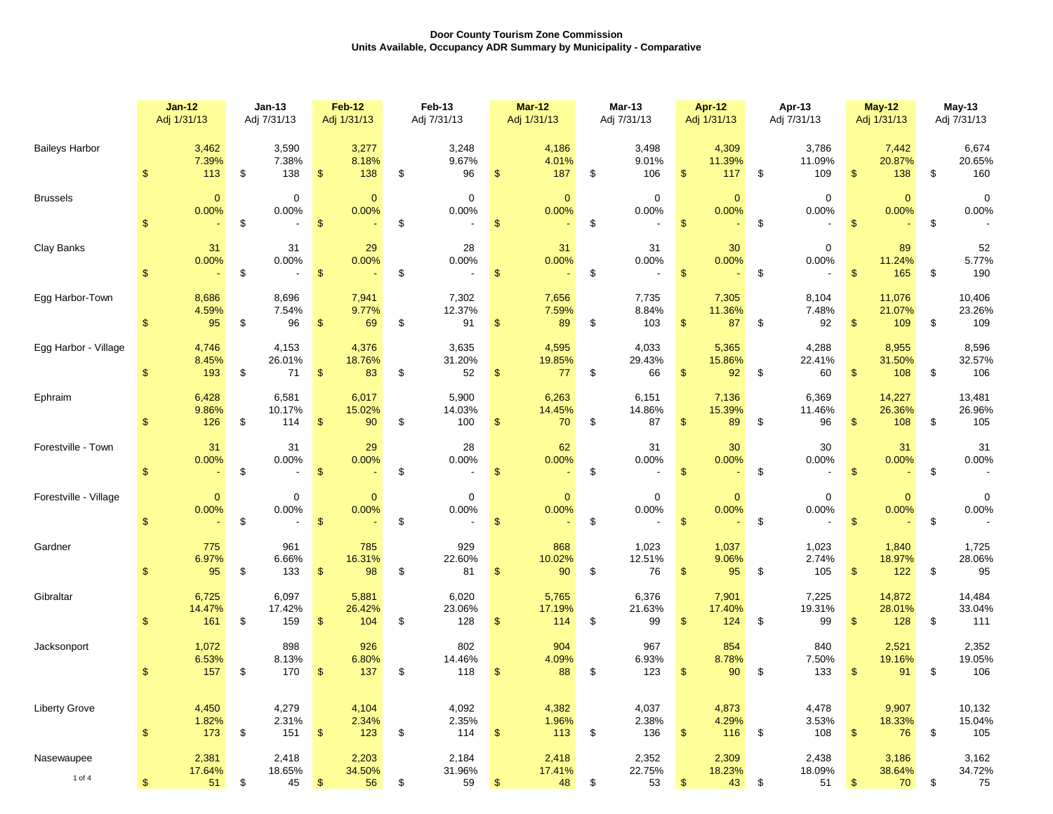**Door County Tourism Zone Commission**
**Units Available, Occupancy ADR Summary by Municipality - Comparative**

| | Jan-12 Adj 1/31/13 | Jan-13 Adj 7/31/13 | Feb-12 Adj 1/31/13 | Feb-13 Adj 7/31/13 | Mar-12 Adj 1/31/13 | Mar-13 Adj 7/31/13 | Apr-12 Adj 1/31/13 | Apr-13 Adj 7/31/13 | May-12 Adj 1/31/13 | May-13 Adj 7/31/13 |
|---|---|---|---|---|---|---|---|---|---|---|
| Baileys Harbor | 3,462 | 3,590 | 3,277 | 3,248 | 4,186 | 3,498 | 4,309 | 3,786 | 7,442 | 6,674 |
| | 7.39% | 7.38% | 8.18% | 9.67% | 4.01% | 9.01% | 11.39% | 11.09% | 20.87% | 20.65% |
| | $ 113 | $ 138 | $ 138 | $ 96 | $ 187 | $ 106 | $ 117 | $ 109 | $ 138 | $ 160 |
| Brussels | 0 | 0 | 0 | 0 | 0 | 0 | 0 | 0 | 0 | 0 |
| | 0.00% | 0.00% | 0.00% | 0.00% | 0.00% | 0.00% | 0.00% | 0.00% | 0.00% | 0.00% |
| | $ - | $ - | $ - | $ - | $ - | $ - | $ - | $ - | $ - | $ - |
| Clay Banks | 31 | 31 | 29 | 28 | 31 | 31 | 30 | 0 | 89 | 52 |
| | 0.00% | 0.00% | 0.00% | 0.00% | 0.00% | 0.00% | 0.00% | 0.00% | 11.24% | 5.77% |
| | $ - | $ - | $ - | $ - | $ - | $ - | $ - | $ - | $ 165 | $ 190 |
| Egg Harbor-Town | 8,686 | 8,696 | 7,941 | 7,302 | 7,656 | 7,735 | 7,305 | 8,104 | 11,076 | 10,406 |
| | 4.59% | 7.54% | 9.77% | 12.37% | 7.59% | 8.84% | 11.36% | 7.48% | 21.07% | 23.26% |
| | $ 95 | $ 96 | $ 69 | $ 91 | $ 89 | $ 103 | $ 87 | $ 92 | $ 109 | $ 109 |
| Egg Harbor - Village | 4,746 | 4,153 | 4,376 | 3,635 | 4,595 | 4,033 | 5,365 | 4,288 | 8,955 | 8,596 |
| | 8.45% | 26.01% | 18.76% | 31.20% | 19.85% | 29.43% | 15.86% | 22.41% | 31.50% | 32.57% |
| | $ 193 | $ 71 | $ 83 | $ 52 | $ 77 | $ 66 | $ 92 | $ 60 | $ 108 | $ 106 |
| Ephraim | 6,428 | 6,581 | 6,017 | 5,900 | 6,263 | 6,151 | 7,136 | 6,369 | 14,227 | 13,481 |
| | 9.86% | 10.17% | 15.02% | 14.03% | 14.45% | 14.86% | 15.39% | 11.46% | 26.36% | 26.96% |
| | $ 126 | $ 114 | $ 90 | $ 100 | $ 70 | $ 87 | $ 89 | $ 96 | $ 108 | $ 105 |
| Forestville - Town | 31 | 31 | 29 | 28 | 62 | 31 | 30 | 30 | 31 | 31 |
| | 0.00% | 0.00% | 0.00% | 0.00% | 0.00% | 0.00% | 0.00% | 0.00% | 0.00% | 0.00% |
| | $ - | $ - | $ - | $ - | $ - | $ - | $ - | $ - | $ - | $ - |
| Forestville - Village | 0 | 0 | 0 | 0 | 0 | 0 | 0 | 0 | 0 | 0 |
| | 0.00% | 0.00% | 0.00% | 0.00% | 0.00% | 0.00% | 0.00% | 0.00% | 0.00% | 0.00% |
| | $ - | $ - | $ - | $ - | $ - | $ - | $ - | $ - | $ - | $ - |
| Gardner | 775 | 961 | 785 | 929 | 868 | 1,023 | 1,037 | 1,023 | 1,840 | 1,725 |
| | 6.97% | 6.66% | 16.31% | 22.60% | 10.02% | 12.51% | 9.06% | 2.74% | 18.97% | 28.06% |
| | $ 95 | $ 133 | $ 98 | $ 81 | $ 90 | $ 76 | $ 95 | $ 105 | $ 122 | $ 95 |
| Gibraltar | 6,725 | 6,097 | 5,881 | 6,020 | 5,765 | 6,376 | 7,901 | 7,225 | 14,872 | 14,484 |
| | 14.47% | 17.42% | 26.42% | 23.06% | 17.19% | 21.63% | 17.40% | 19.31% | 28.01% | 33.04% |
| | $ 161 | $ 159 | $ 104 | $ 128 | $ 114 | $ 99 | $ 124 | $ 99 | $ 128 | $ 111 |
| Jacksonport | 1,072 | 898 | 926 | 802 | 904 | 967 | 854 | 840 | 2,521 | 2,352 |
| | 6.53% | 8.13% | 6.80% | 14.46% | 4.09% | 6.93% | 8.78% | 7.50% | 19.16% | 19.05% |
| | $ 157 | $ 170 | $ 137 | $ 118 | $ 88 | $ 123 | $ 90 | $ 133 | $ 91 | $ 106 |
| Liberty Grove | 4,450 | 4,279 | 4,104 | 4,092 | 4,382 | 4,037 | 4,873 | 4,478 | 9,907 | 10,132 |
| | 1.82% | 2.31% | 2.34% | 2.35% | 1.96% | 2.38% | 4.29% | 3.53% | 18.33% | 15.04% |
| | $ 173 | $ 151 | $ 123 | $ 114 | $ 113 | $ 136 | $ 116 | $ 108 | $ 76 | $ 105 |
| Nasewaupee | 2,381 | 2,418 | 2,203 | 2,184 | 2,418 | 2,352 | 2,309 | 2,438 | 3,186 | 3,162 |
| | 17.64% | 18.65% | 34.50% | 31.96% | 17.41% | 22.75% | 18.23% | 18.09% | 38.64% | 34.72% |
| | $ 51 | $ 45 | $ 56 | $ 59 | $ 48 | $ 53 | $ 43 | $ 51 | $ 70 | $ 75 |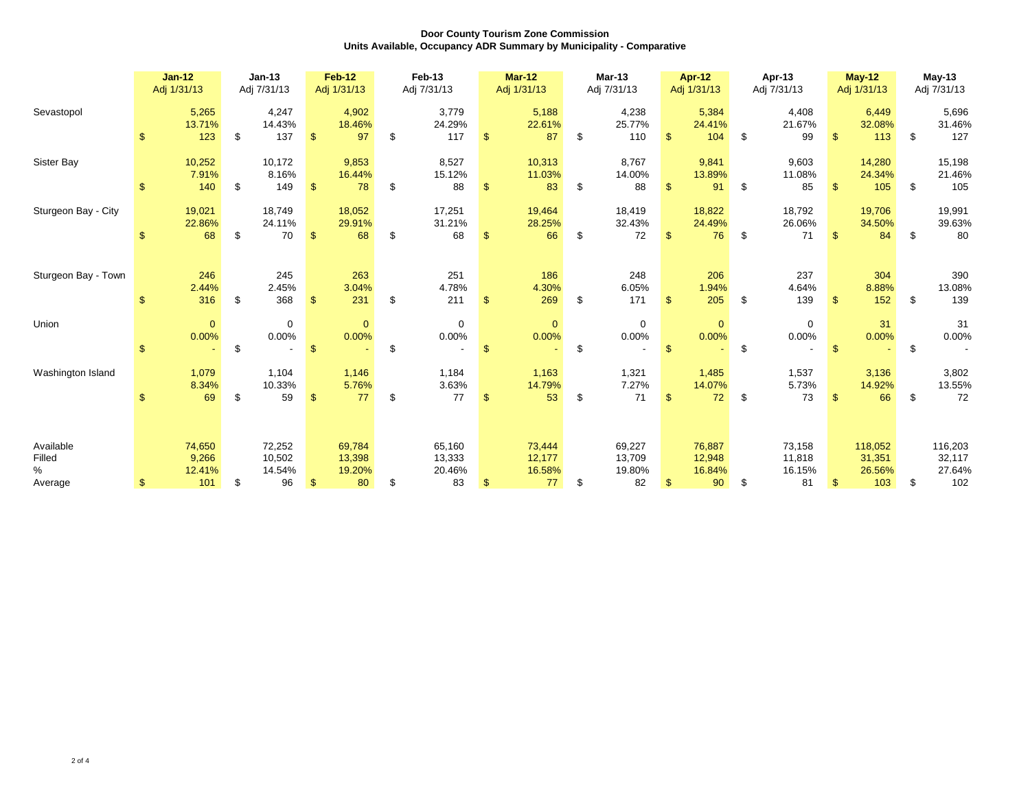**Door County Tourism Zone Commission**
**Units Available, Occupancy ADR Summary by Municipality - Comparative**

| | Jan-12 Adj 1/31/13 | Jan-13 Adj 7/31/13 | Feb-12 Adj 1/31/13 | Feb-13 Adj 7/31/13 | Mar-12 Adj 1/31/13 | Mar-13 Adj 7/31/13 | Apr-12 Adj 1/31/13 | Apr-13 Adj 7/31/13 | May-12 Adj 1/31/13 | May-13 Adj 7/31/13 |
|---|---|---|---|---|---|---|---|---|---|---|
| Sevastopol | 5,265 | 4,247 | 4,902 | 3,779 | 5,188 | 4,238 | 5,384 | 4,408 | 6,449 | 5,696 |
| | 13.71% | 14.43% | 18.46% | 24.29% | 22.61% | 25.77% | 24.41% | 21.67% | 32.08% | 31.46% |
| | $ 123 | $ 137 | $ 97 | $ 117 | $ 87 | $ 110 | $ 104 | $ 99 | $ 113 | $ 127 |
| Sister Bay | 10,252 | 10,172 | 9,853 | 8,527 | 10,313 | 8,767 | 9,841 | 9,603 | 14,280 | 15,198 |
| | 7.91% | 8.16% | 16.44% | 15.12% | 11.03% | 14.00% | 13.89% | 11.08% | 24.34% | 21.46% |
| | $ 140 | $ 149 | $ 78 | $ 88 | $ 83 | $ 88 | $ 91 | $ 85 | $ 105 | $ 105 |
| Sturgeon Bay - City | 19,021 | 18,749 | 18,052 | 17,251 | 19,464 | 18,419 | 18,822 | 18,792 | 19,706 | 19,991 |
| | 22.86% | 24.11% | 29.91% | 31.21% | 28.25% | 32.43% | 24.49% | 26.06% | 34.50% | 39.63% |
| | $ 68 | $ 70 | $ 68 | $ 68 | $ 66 | $ 72 | $ 76 | $ 71 | $ 84 | $ 80 |
| Sturgeon Bay - Town | 246 | 245 | 263 | 251 | 186 | 248 | 206 | 237 | 304 | 390 |
| | 2.44% | 2.45% | 3.04% | 4.78% | 4.30% | 6.05% | 1.94% | 4.64% | 8.88% | 13.08% |
| | $ 316 | $ 368 | $ 231 | $ 211 | $ 269 | $ 171 | $ 205 | $ 139 | $ 152 | $ 139 |
| Union | 0 | 0 | 0 | 0 | 0 | 0 | 0 | 0 | 31 | 31 |
| | 0.00% | 0.00% | 0.00% | 0.00% | 0.00% | 0.00% | 0.00% | 0.00% | 0.00% | 0.00% |
| | $ - | $ - | $ - | $ - | $ - | $ - | $ - | $ - | $ - | $ - |
| Washington Island | 1,079 | 1,104 | 1,146 | 1,184 | 1,163 | 1,321 | 1,485 | 1,537 | 3,136 | 3,802 |
| | 8.34% | 10.33% | 5.76% | 3.63% | 14.79% | 7.27% | 14.07% | 5.73% | 14.92% | 13.55% |
| | $ 69 | $ 59 | $ 77 | $ 77 | $ 53 | $ 71 | $ 72 | $ 73 | $ 66 | $ 72 |
| Available | 74,650 | 72,252 | 69,784 | 65,160 | 73,444 | 69,227 | 76,887 | 73,158 | 118,052 | 116,203 |
| Filled | 9,266 | 10,502 | 13,398 | 13,333 | 12,177 | 13,709 | 12,948 | 11,818 | 31,351 | 32,117 |
| % | 12.41% | 14.54% | 19.20% | 20.46% | 16.58% | 19.80% | 16.84% | 16.15% | 26.56% | 27.64% |
| Average | $ 101 | $ 96 | $ 80 | $ 83 | $ 77 | $ 82 | $ 90 | $ 81 | $ 103 | $ 102 |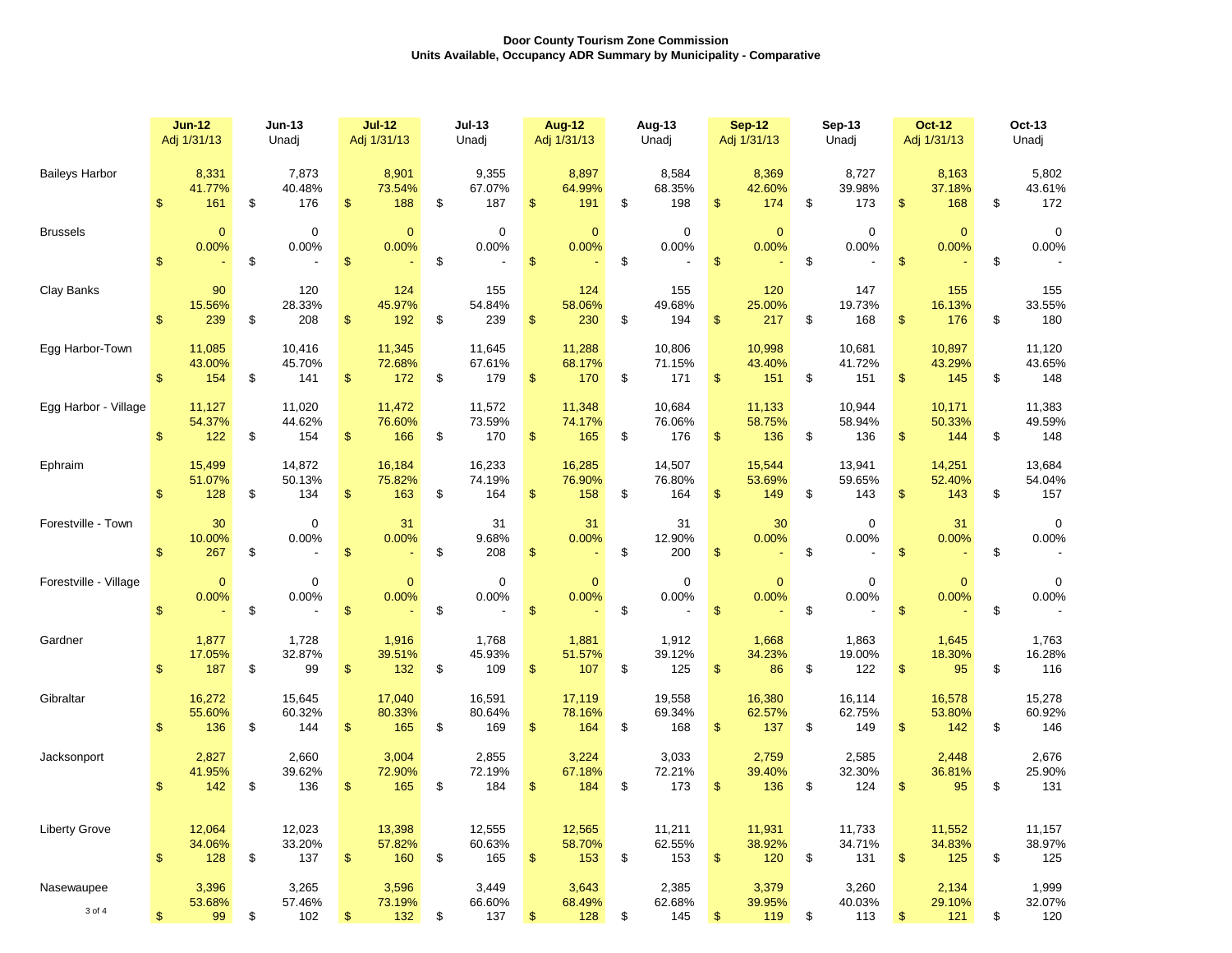**Door County Tourism Zone Commission**
**Units Available, Occupancy ADR Summary by Municipality - Comparative**

| | Jun-12 Adj 1/31/13 | Jun-13 Unadj | Jul-12 Adj 1/31/13 | Jul-13 Unadj | Aug-12 Adj 1/31/13 | Aug-13 Unadj | Sep-12 Adj 1/31/13 | Sep-13 Unadj | Oct-12 Adj 1/31/13 | Oct-13 Unadj |
|---|---|---|---|---|---|---|---|---|---|---|
| Baileys Harbor | 8,331 | 7,873 | 8,901 | 9,355 | 8,897 | 8,584 | 8,369 | 8,727 | 8,163 | 5,802 |
| | 41.77% | 40.48% | 73.54% | 67.07% | 64.99% | 68.35% | 42.60% | 39.98% | 37.18% | 43.61% |
| | $ 161 | $ 176 | $ 188 | $ 187 | $ 191 | $ 198 | $ 174 | $ 173 | $ 168 | $ 172 |
| Brussels | 0 | 0 | 0 | 0 | 0 | 0 | 0 | 0 | 0 | 0 |
| | 0.00% | 0.00% | 0.00% | 0.00% | 0.00% | 0.00% | 0.00% | 0.00% | 0.00% | 0.00% |
| | $ - | $ - | $ - | $ - | $ - | $ - | $ - | $ - | $ - | $ - |
| Clay Banks | 90 | 120 | 124 | 155 | 124 | 155 | 120 | 147 | 155 | 155 |
| | 15.56% | 28.33% | 45.97% | 54.84% | 58.06% | 49.68% | 25.00% | 19.73% | 16.13% | 33.55% |
| | $ 239 | $ 208 | $ 192 | $ 239 | $ 230 | $ 194 | $ 217 | $ 168 | $ 176 | $ 180 |
| Egg Harbor-Town | 11,085 | 10,416 | 11,345 | 11,645 | 11,288 | 10,806 | 10,998 | 10,681 | 10,897 | 11,120 |
| | 43.00% | 45.70% | 72.68% | 67.61% | 68.17% | 71.15% | 43.40% | 41.72% | 43.29% | 43.65% |
| | $ 154 | $ 141 | $ 172 | $ 179 | $ 170 | $ 171 | $ 151 | $ 151 | $ 145 | $ 148 |
| Egg Harbor - Village | 11,127 | 11,020 | 11,472 | 11,572 | 11,348 | 10,684 | 11,133 | 10,944 | 10,171 | 11,383 |
| | 54.37% | 44.62% | 76.60% | 73.59% | 74.17% | 76.06% | 58.75% | 58.94% | 50.33% | 49.59% |
| | $ 122 | $ 154 | $ 166 | $ 170 | $ 165 | $ 176 | $ 136 | $ 136 | $ 144 | $ 148 |
| Ephraim | 15,499 | 14,872 | 16,184 | 16,233 | 16,285 | 14,507 | 15,544 | 13,941 | 14,251 | 13,684 |
| | 51.07% | 50.13% | 75.82% | 74.19% | 76.90% | 76.80% | 53.69% | 59.65% | 52.40% | 54.04% |
| | $ 128 | $ 134 | $ 163 | $ 164 | $ 158 | $ 164 | $ 149 | $ 143 | $ 143 | $ 157 |
| Forestville - Town | 30 | 0 | 31 | 31 | 31 | 31 | 30 | 0 | 31 | 0 |
| | 10.00% | 0.00% | 0.00% | 9.68% | 0.00% | 12.90% | 0.00% | 0.00% | 0.00% | 0.00% |
| | $ 267 | $ - | $ - | $ 208 | $ - | $ 200 | $ - | $ - | $ - | $ - |
| Forestville - Village | 0 | 0 | 0 | 0 | 0 | 0 | 0 | 0 | 0 | 0 |
| | 0.00% | 0.00% | 0.00% | 0.00% | 0.00% | 0.00% | 0.00% | 0.00% | 0.00% | 0.00% |
| | $ - | $ - | $ - | $ - | $ - | $ - | $ - | $ - | $ - | $ - |
| Gardner | 1,877 | 1,728 | 1,916 | 1,768 | 1,881 | 1,912 | 1,668 | 1,863 | 1,645 | 1,763 |
| | 17.05% | 32.87% | 39.51% | 45.93% | 51.57% | 39.12% | 34.23% | 19.00% | 18.30% | 16.28% |
| | $ 187 | $ 99 | $ 132 | $ 109 | $ 107 | $ 125 | $ 86 | $ 122 | $ 95 | $ 116 |
| Gibraltar | 16,272 | 15,645 | 17,040 | 16,591 | 17,119 | 19,558 | 16,380 | 16,114 | 16,578 | 15,278 |
| | 55.60% | 60.32% | 80.33% | 80.64% | 78.16% | 69.34% | 62.57% | 62.75% | 53.80% | 60.92% |
| | $ 136 | $ 144 | $ 165 | $ 169 | $ 164 | $ 168 | $ 137 | $ 149 | $ 142 | $ 146 |
| Jacksonport | 2,827 | 2,660 | 3,004 | 2,855 | 3,224 | 3,033 | 2,759 | 2,585 | 2,448 | 2,676 |
| | 41.95% | 39.62% | 72.90% | 72.19% | 67.18% | 72.21% | 39.40% | 32.30% | 36.81% | 25.90% |
| | $ 142 | $ 136 | $ 165 | $ 184 | $ 184 | $ 173 | $ 136 | $ 124 | $ 95 | $ 131 |
| Liberty Grove | 12,064 | 12,023 | 13,398 | 12,555 | 12,565 | 11,211 | 11,931 | 11,733 | 11,552 | 11,157 |
| | 34.06% | 33.20% | 57.82% | 60.63% | 58.70% | 62.55% | 38.92% | 34.71% | 34.83% | 38.97% |
| | $ 128 | $ 137 | $ 160 | $ 165 | $ 153 | $ 153 | $ 120 | $ 131 | $ 125 | $ 125 |
| Nasewaupee | 3,396 | 3,265 | 3,596 | 3,449 | 3,643 | 2,385 | 3,379 | 3,260 | 2,134 | 1,999 |
| | 53.68% | 57.46% | 73.19% | 66.60% | 68.49% | 62.68% | 39.95% | 40.03% | 29.10% | 32.07% |
| | $ 99 | $ 102 | $ 132 | $ 137 | $ 128 | $ 145 | $ 119 | $ 113 | $ 121 | $ 120 |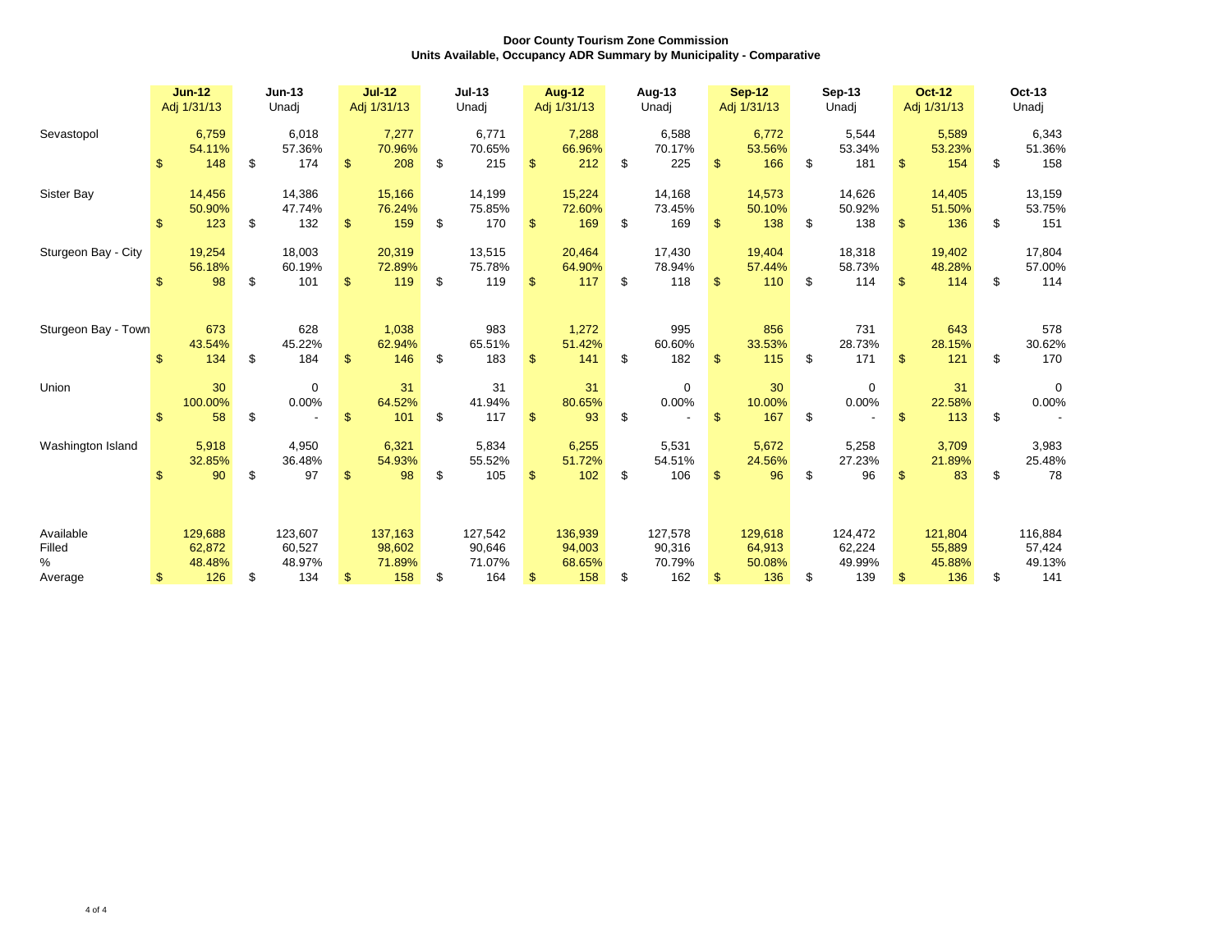**Door County Tourism Zone Commission**
**Units Available, Occupancy ADR Summary by Municipality - Comparative**

| | Jun-12 Adj 1/31/13 | Jun-13 Unadj | Jul-12 Adj 1/31/13 | Jul-13 Unadj | Aug-12 Adj 1/31/13 | Aug-13 Unadj | Sep-12 Adj 1/31/13 | Sep-13 Unadj | Oct-12 Adj 1/31/13 | Oct-13 Unadj |
|---|---|---|---|---|---|---|---|---|---|---|
| Sevastopol | 6,759 | 6,018 | 7,277 | 6,771 | 7,288 | 6,588 | 6,772 | 5,544 | 5,589 | 6,343 |
| | 54.11% | 57.36% | 70.96% | 70.65% | 66.96% | 70.17% | 53.56% | 53.34% | 53.23% | 51.36% |
| | $ 148 | $ 174 | $ 208 | $ 215 | $ 212 | $ 225 | $ 166 | $ 181 | $ 154 | $ 158 |
| Sister Bay | 14,456 | 14,386 | 15,166 | 14,199 | 15,224 | 14,168 | 14,573 | 14,626 | 14,405 | 13,159 |
| | 50.90% | 47.74% | 76.24% | 75.85% | 72.60% | 73.45% | 50.10% | 50.92% | 51.50% | 53.75% |
| | $ 123 | $ 132 | $ 159 | $ 170 | $ 169 | $ 169 | $ 138 | $ 138 | $ 136 | $ 151 |
| Sturgeon Bay - City | 19,254 | 18,003 | 20,319 | 13,515 | 20,464 | 17,430 | 19,404 | 18,318 | 19,402 | 17,804 |
| | 56.18% | 60.19% | 72.89% | 75.78% | 64.90% | 78.94% | 57.44% | 58.73% | 48.28% | 57.00% |
| | $ 98 | $ 101 | $ 119 | $ 119 | $ 117 | $ 118 | $ 110 | $ 114 | $ 114 | $ 114 |
| Sturgeon Bay - Town | 673 | 628 | 1,038 | 983 | 1,272 | 995 | 856 | 731 | 643 | 578 |
| | 43.54% | 45.22% | 62.94% | 65.51% | 51.42% | 60.60% | 33.53% | 28.73% | 28.15% | 30.62% |
| | $ 134 | $ 184 | $ 146 | $ 183 | $ 141 | $ 182 | $ 115 | $ 171 | $ 121 | $ 170 |
| Union | 30 | 0 | 31 | 31 | 31 | 0 | 30 | 0 | 31 | 0 |
| | 100.00% | 0.00% | 64.52% | 41.94% | 80.65% | 0.00% | 10.00% | 0.00% | 22.58% | 0.00% |
| | $ 58 | $ - | $ 101 | $ 117 | $ 93 | $ - | $ 167 | $ - | $ 113 | $ - |
| Washington Island | 5,918 | 4,950 | 6,321 | 5,834 | 6,255 | 5,531 | 5,672 | 5,258 | 3,709 | 3,983 |
| | 32.85% | 36.48% | 54.93% | 55.52% | 51.72% | 54.51% | 24.56% | 27.23% | 21.89% | 25.48% |
| | $ 90 | $ 97 | $ 98 | $ 105 | $ 102 | $ 106 | $ 96 | $ 96 | $ 83 | $ 78 |
| Available | 129,688 | 123,607 | 137,163 | 127,542 | 136,939 | 127,578 | 129,618 | 124,472 | 121,804 | 116,884 |
| Filled | 62,872 | 60,527 | 98,602 | 90,646 | 94,003 | 90,316 | 64,913 | 62,224 | 55,889 | 57,424 |
| % | 48.48% | 48.97% | 71.89% | 71.07% | 68.65% | 70.79% | 50.08% | 49.99% | 45.88% | 49.13% |
| Average | $ 126 | $ 134 | $ 158 | $ 164 | $ 158 | $ 162 | $ 136 | $ 139 | $ 136 | $ 141 |